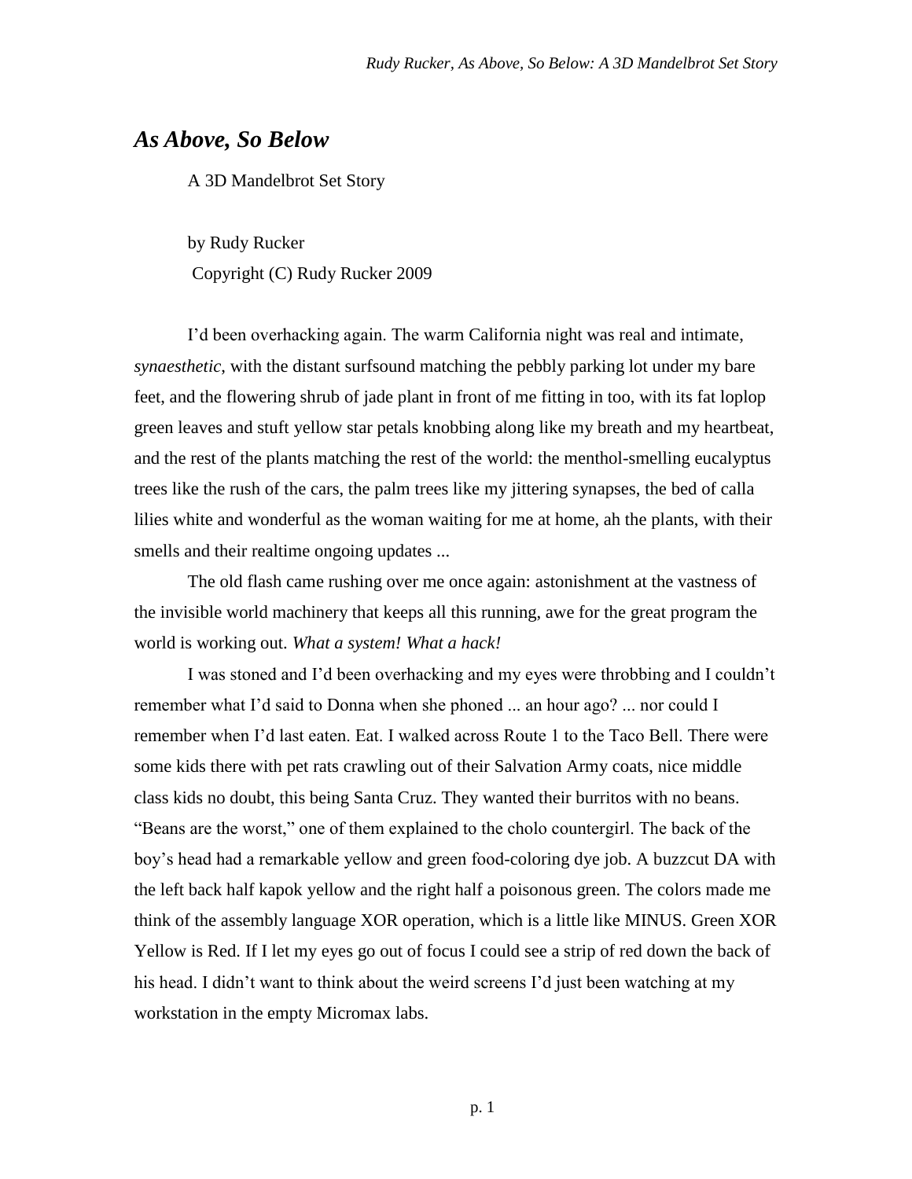# *As Above, So Below*

A 3D Mandelbrot Set Story

by Rudy Rucker

Copyright (C) Rudy Rucker 2009

I'd been overhacking again. The warm California night was real and intimate, *synaesthetic*, with the distant surfsound matching the pebbly parking lot under my bare feet, and the flowering shrub of jade plant in front of me fitting in too, with its fat loplop green leaves and stuft yellow star petals knobbing along like my breath and my heartbeat, and the rest of the plants matching the rest of the world: the menthol-smelling eucalyptus trees like the rush of the cars, the palm trees like my jittering synapses, the bed of calla lilies white and wonderful as the woman waiting for me at home, ah the plants, with their smells and their realtime ongoing updates ...

The old flash came rushing over me once again: astonishment at the vastness of the invisible world machinery that keeps all this running, awe for the great program the world is working out. *What a system! What a hack!*

I was stoned and I'd been overhacking and my eyes were throbbing and I couldn't remember what I'd said to Donna when she phoned ... an hour ago? ... nor could I remember when I'd last eaten. Eat. I walked across Route 1 to the Taco Bell. There were some kids there with pet rats crawling out of their Salvation Army coats, nice middle class kids no doubt, this being Santa Cruz. They wanted their burritos with no beans. "Beans are the worst," one of them explained to the cholo countergirl. The back of the boy's head had a remarkable yellow and green food-coloring dye job. A buzzcut DA with the left back half kapok yellow and the right half a poisonous green. The colors made me think of the assembly language XOR operation, which is a little like MINUS. Green XOR Yellow is Red. If I let my eyes go out of focus I could see a strip of red down the back of his head. I didn't want to think about the weird screens I'd just been watching at my workstation in the empty Micromax labs.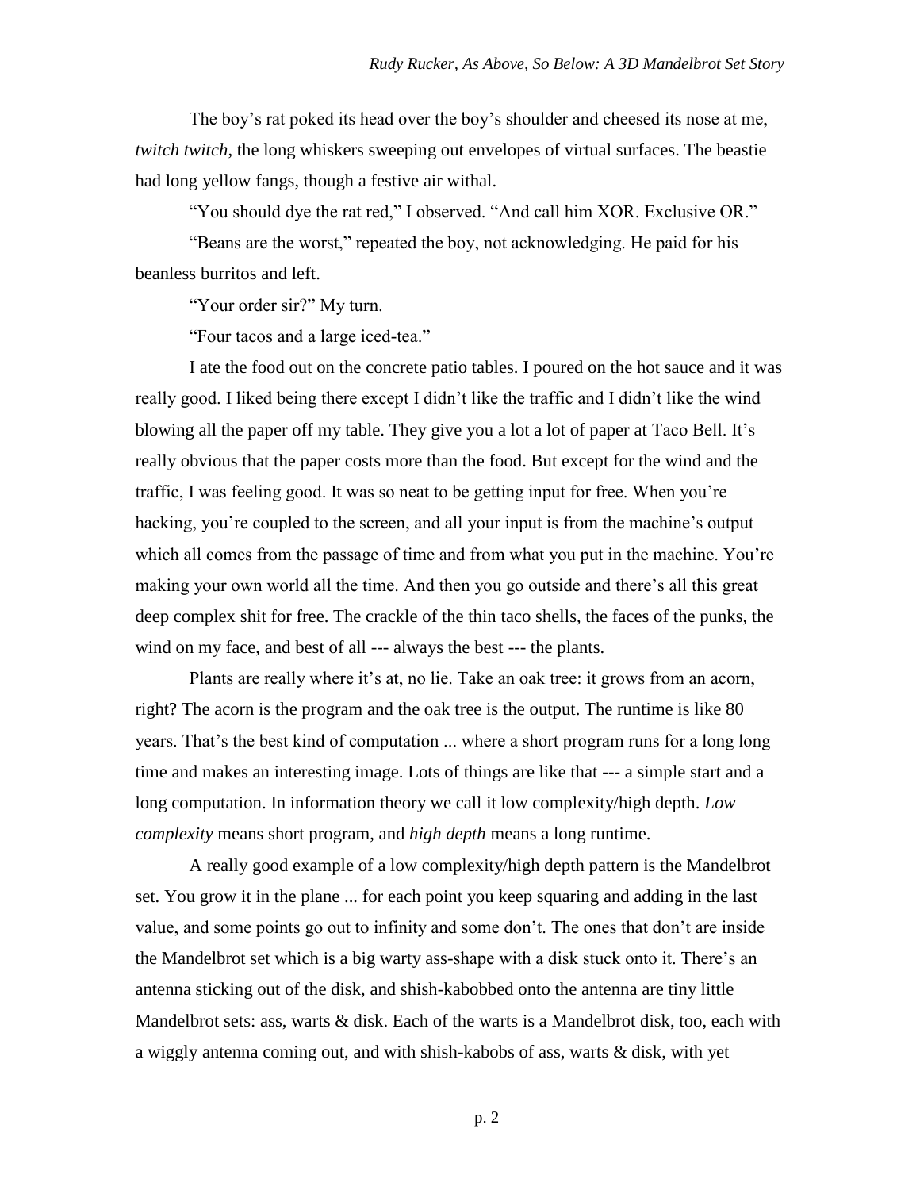The boy's rat poked its head over the boy's shoulder and cheesed its nose at me, *twitch twitch*, the long whiskers sweeping out envelopes of virtual surfaces. The beastie had long yellow fangs, though a festive air withal.

"You should dye the rat red," I observed. "And call him XOR. Exclusive OR."

"Beans are the worst," repeated the boy, not acknowledging. He paid for his beanless burritos and left.

"Your order sir?" My turn.

"Four tacos and a large iced-tea."

I ate the food out on the concrete patio tables. I poured on the hot sauce and it was really good. I liked being there except I didn't like the traffic and I didn't like the wind blowing all the paper off my table. They give you a lot a lot of paper at Taco Bell. It's really obvious that the paper costs more than the food. But except for the wind and the traffic, I was feeling good. It was so neat to be getting input for free. When you're hacking, you're coupled to the screen, and all your input is from the machine's output which all comes from the passage of time and from what you put in the machine. You're making your own world all the time. And then you go outside and there's all this great deep complex shit for free. The crackle of the thin taco shells, the faces of the punks, the wind on my face, and best of all --- always the best --- the plants.

Plants are really where it's at, no lie. Take an oak tree: it grows from an acorn, right? The acorn is the program and the oak tree is the output. The runtime is like 80 years. That's the best kind of computation ... where a short program runs for a long long time and makes an interesting image. Lots of things are like that --- a simple start and a long computation. In information theory we call it low complexity/high depth. *Low complexity* means short program, and *high depth* means a long runtime.

A really good example of a low complexity/high depth pattern is the Mandelbrot set. You grow it in the plane ... for each point you keep squaring and adding in the last value, and some points go out to infinity and some don't. The ones that don't are inside the Mandelbrot set which is a big warty ass-shape with a disk stuck onto it. There's an antenna sticking out of the disk, and shish-kabobbed onto the antenna are tiny little Mandelbrot sets: ass, warts & disk. Each of the warts is a Mandelbrot disk, too, each with a wiggly antenna coming out, and with shish-kabobs of ass, warts & disk, with yet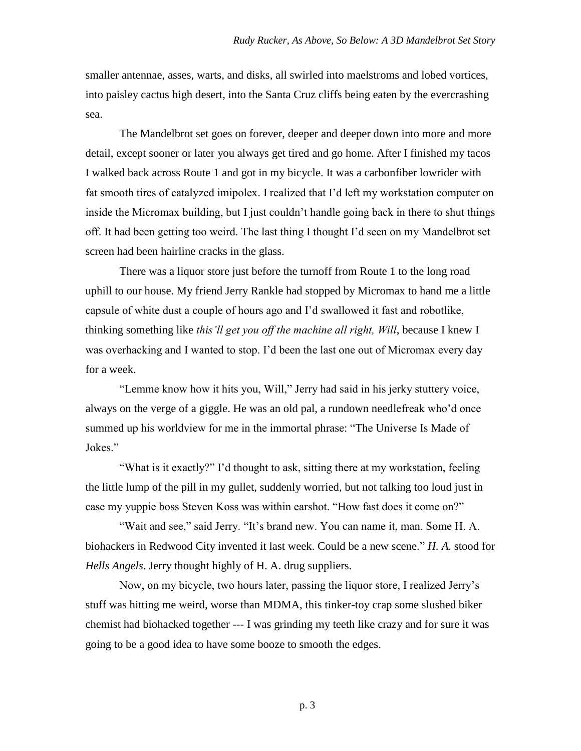smaller antennae, asses, warts, and disks, all swirled into maelstroms and lobed vortices, into paisley cactus high desert, into the Santa Cruz cliffs being eaten by the evercrashing sea.

The Mandelbrot set goes on forever, deeper and deeper down into more and more detail, except sooner or later you always get tired and go home. After I finished my tacos I walked back across Route 1 and got in my bicycle. It was a carbonfiber lowrider with fat smooth tires of catalyzed imipolex. I realized that I'd left my workstation computer on inside the Micromax building, but I just couldn't handle going back in there to shut things off. It had been getting too weird. The last thing I thought I'd seen on my Mandelbrot set screen had been hairline cracks in the glass.

There was a liquor store just before the turnoff from Route 1 to the long road uphill to our house. My friend Jerry Rankle had stopped by Micromax to hand me a little capsule of white dust a couple of hours ago and I'd swallowed it fast and robotlike, thinking something like *this'll get you off the machine all right, Will*, because I knew I was overhacking and I wanted to stop. I'd been the last one out of Micromax every day for a week.

"Lemme know how it hits you, Will," Jerry had said in his jerky stuttery voice, always on the verge of a giggle. He was an old pal, a rundown needlefreak who'd once summed up his worldview for me in the immortal phrase: "The Universe Is Made of Jokes."

"What is it exactly?" I'd thought to ask, sitting there at my workstation, feeling the little lump of the pill in my gullet, suddenly worried, but not talking too loud just in case my yuppie boss Steven Koss was within earshot. "How fast does it come on?"

"Wait and see," said Jerry. "It's brand new. You can name it, man. Some H. A. biohackers in Redwood City invented it last week. Could be a new scene." *H. A.* stood for *Hells Angels*. Jerry thought highly of H. A. drug suppliers.

Now, on my bicycle, two hours later, passing the liquor store, I realized Jerry's stuff was hitting me weird, worse than MDMA, this tinker-toy crap some slushed biker chemist had biohacked together --- I was grinding my teeth like crazy and for sure it was going to be a good idea to have some booze to smooth the edges.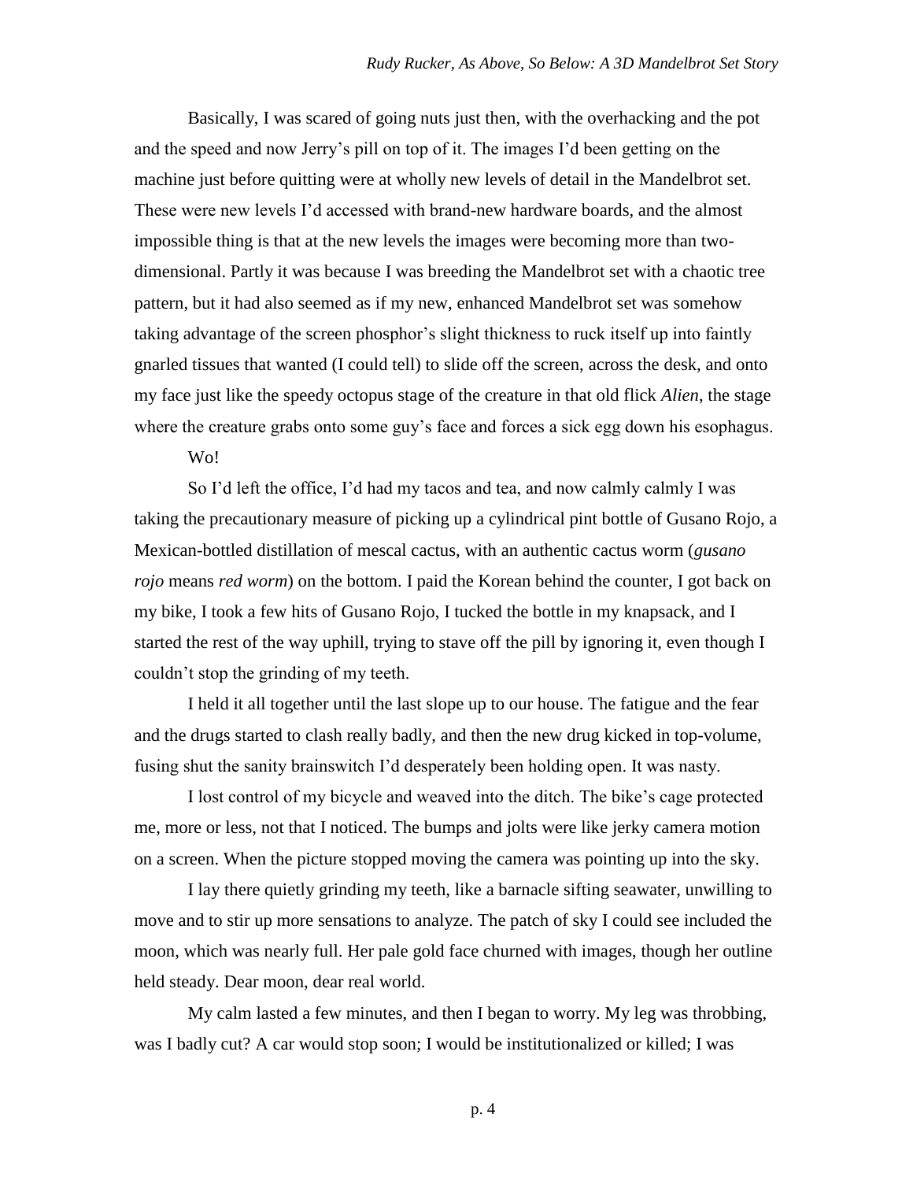Basically, I was scared of going nuts just then, with the overhacking and the pot and the speed and now Jerry's pill on top of it. The images I'd been getting on the machine just before quitting were at wholly new levels of detail in the Mandelbrot set. These were new levels I'd accessed with brand-new hardware boards, and the almost impossible thing is that at the new levels the images were becoming more than two-dimensional. Partly it was because I was breeding the Mandelbrot set with a chaotic tree pattern, but it had also seemed as if my new, enhanced Mandelbrot set was somehow taking advantage of the screen phosphor's slight thickness to ruck itself up into faintly gnarled tissues that wanted (I could tell) to slide off the screen, across the desk, and onto my face just like the speedy octopus stage of the creature in that old flick *Alien*, the stage where the creature grabs onto some guy's face and forces a sick egg down his esophagus.

Wo!

So I'd left the office, I'd had my tacos and tea, and now calmly calmly I was taking the precautionary measure of picking up a cylindrical pint bottle of Gusano Rojo, a Mexican-bottled distillation of mescal cactus, with an authentic cactus worm (*gusano rojo* means *red worm*) on the bottom. I paid the Korean behind the counter, I got back on my bike, I took a few hits of Gusano Rojo, I tucked the bottle in my knapsack, and I started the rest of the way uphill, trying to stave off the pill by ignoring it, even though I couldn't stop the grinding of my teeth.

I held it all together until the last slope up to our house. The fatigue and the fear and the drugs started to clash really badly, and then the new drug kicked in top-volume, fusing shut the sanity brainswitch I'd desperately been holding open. It was nasty.

I lost control of my bicycle and weaved into the ditch. The bike's cage protected me, more or less, not that I noticed. The bumps and jolts were like jerky camera motion on a screen. When the picture stopped moving the camera was pointing up into the sky.

I lay there quietly grinding my teeth, like a barnacle sifting seawater, unwilling to move and to stir up more sensations to analyze. The patch of sky I could see included the moon, which was nearly full. Her pale gold face churned with images, though her outline held steady. Dear moon, dear real world.

My calm lasted a few minutes, and then I began to worry. My leg was throbbing, was I badly cut? A car would stop soon; I would be institutionalized or killed; I was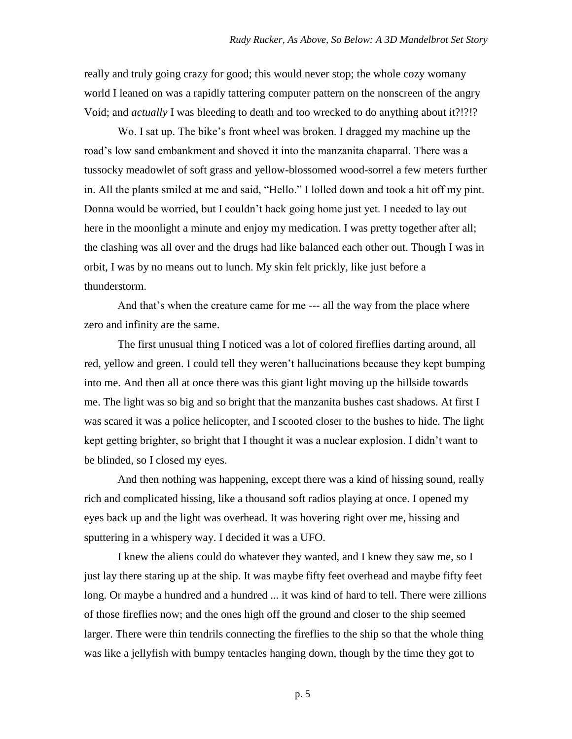really and truly going crazy for good; this would never stop; the whole cozy womany world I leaned on was a rapidly tattering computer pattern on the nonscreen of the angry Void; and *actually* I was bleeding to death and too wrecked to do anything about it?!?!?

Wo. I sat up. The bike's front wheel was broken. I dragged my machine up the road's low sand embankment and shoved it into the manzanita chaparral. There was a tussocky meadowlet of soft grass and yellow-blossomed wood-sorrel a few meters further in. All the plants smiled at me and said, "Hello." I lolled down and took a hit off my pint. Donna would be worried, but I couldn't hack going home just yet. I needed to lay out here in the moonlight a minute and enjoy my medication. I was pretty together after all; the clashing was all over and the drugs had like balanced each other out. Though I was in orbit, I was by no means out to lunch. My skin felt prickly, like just before a thunderstorm.

And that's when the creature came for me --- all the way from the place where zero and infinity are the same.

The first unusual thing I noticed was a lot of colored fireflies darting around, all red, yellow and green. I could tell they weren't hallucinations because they kept bumping into me. And then all at once there was this giant light moving up the hillside towards me. The light was so big and so bright that the manzanita bushes cast shadows. At first I was scared it was a police helicopter, and I scooted closer to the bushes to hide. The light kept getting brighter, so bright that I thought it was a nuclear explosion. I didn't want to be blinded, so I closed my eyes.

And then nothing was happening, except there was a kind of hissing sound, really rich and complicated hissing, like a thousand soft radios playing at once. I opened my eyes back up and the light was overhead. It was hovering right over me, hissing and sputtering in a whispery way. I decided it was a UFO.

I knew the aliens could do whatever they wanted, and I knew they saw me, so I just lay there staring up at the ship. It was maybe fifty feet overhead and maybe fifty feet long. Or maybe a hundred and a hundred ... it was kind of hard to tell. There were zillions of those fireflies now; and the ones high off the ground and closer to the ship seemed larger. There were thin tendrils connecting the fireflies to the ship so that the whole thing was like a jellyfish with bumpy tentacles hanging down, though by the time they got to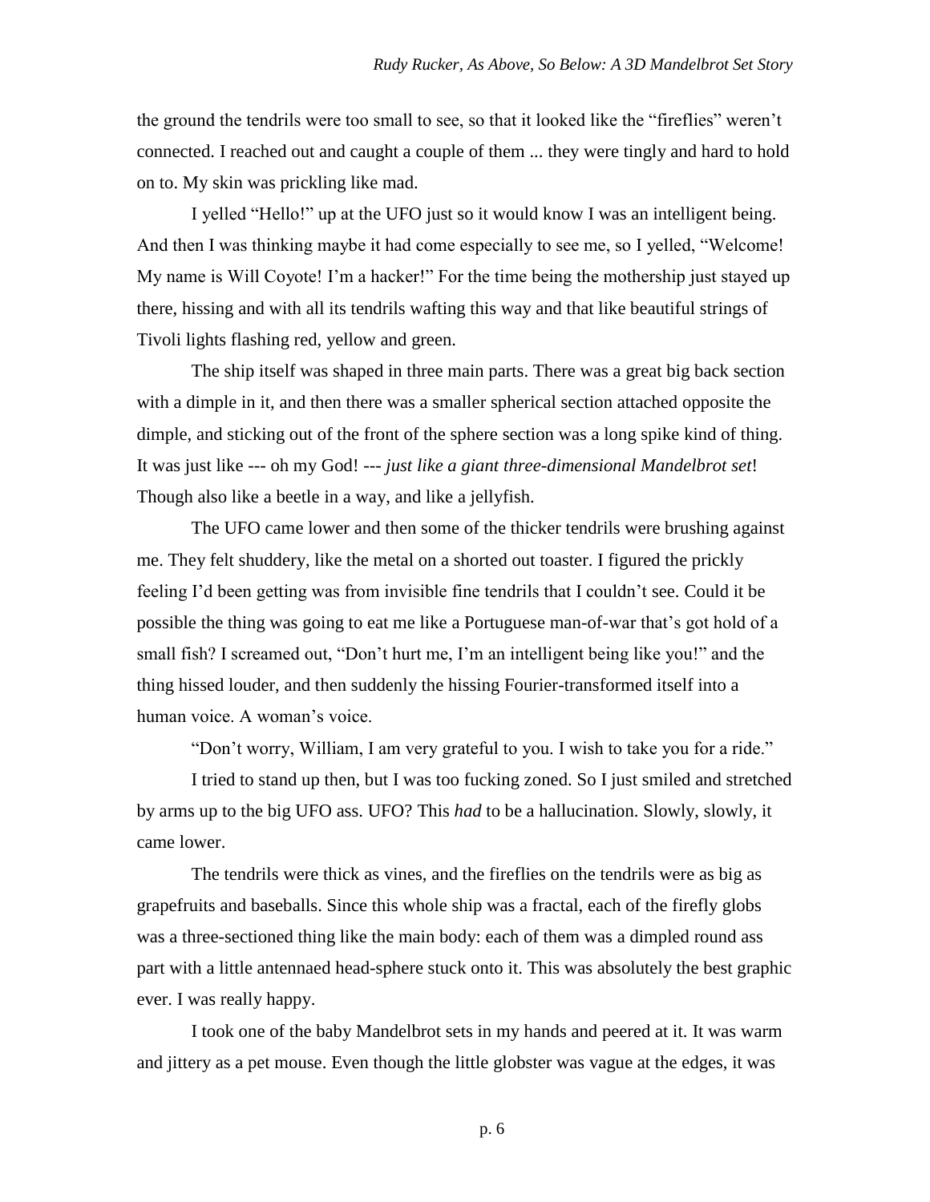the ground the tendrils were too small to see, so that it looked like the "fireflies" weren't connected. I reached out and caught a couple of them ... they were tingly and hard to hold on to. My skin was prickling like mad.

I yelled "Hello!" up at the UFO just so it would know I was an intelligent being. And then I was thinking maybe it had come especially to see me, so I yelled, "Welcome! My name is Will Coyote! I'm a hacker!" For the time being the mothership just stayed up there, hissing and with all its tendrils wafting this way and that like beautiful strings of Tivoli lights flashing red, yellow and green.

The ship itself was shaped in three main parts. There was a great big back section with a dimple in it, and then there was a smaller spherical section attached opposite the dimple, and sticking out of the front of the sphere section was a long spike kind of thing. It was just like --- oh my God! --- *just like a giant three-dimensional Mandelbrot set*! Though also like a beetle in a way, and like a jellyfish.

The UFO came lower and then some of the thicker tendrils were brushing against me. They felt shuddery, like the metal on a shorted out toaster. I figured the prickly feeling I'd been getting was from invisible fine tendrils that I couldn't see. Could it be possible the thing was going to eat me like a Portuguese man-of-war that's got hold of a small fish? I screamed out, "Don't hurt me, I'm an intelligent being like you!" and the thing hissed louder, and then suddenly the hissing Fourier-transformed itself into a human voice. A woman's voice.

"Don't worry, William, I am very grateful to you. I wish to take you for a ride."

I tried to stand up then, but I was too fucking zoned. So I just smiled and stretched by arms up to the big UFO ass. UFO? This *had* to be a hallucination. Slowly, slowly, it came lower.

The tendrils were thick as vines, and the fireflies on the tendrils were as big as grapefruits and baseballs. Since this whole ship was a fractal, each of the firefly globs was a three-sectioned thing like the main body: each of them was a dimpled round ass part with a little antennaed head-sphere stuck onto it. This was absolutely the best graphic ever. I was really happy.

I took one of the baby Mandelbrot sets in my hands and peered at it. It was warm and jittery as a pet mouse. Even though the little globster was vague at the edges, it was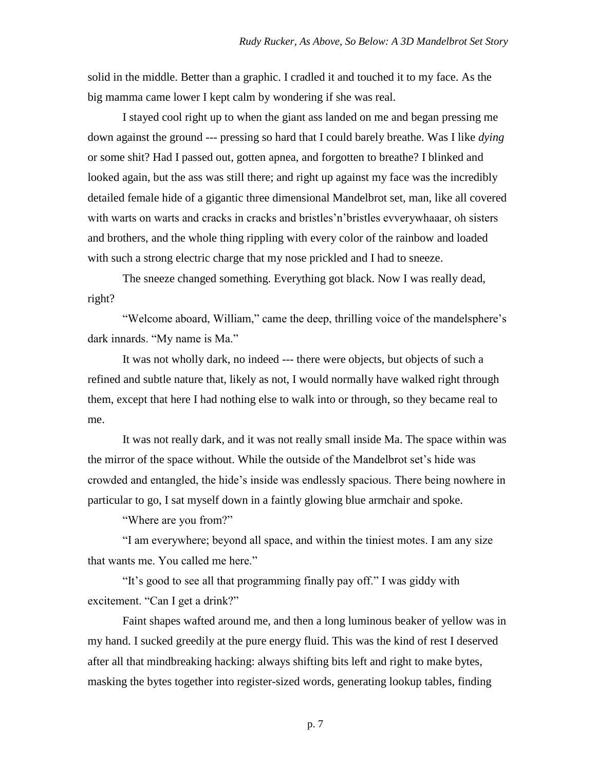solid in the middle. Better than a graphic. I cradled it and touched it to my face. As the big mamma came lower I kept calm by wondering if she was real.

I stayed cool right up to when the giant ass landed on me and began pressing me down against the ground --- pressing so hard that I could barely breathe. Was I like *dying* or some shit? Had I passed out, gotten apnea, and forgotten to breathe? I blinked and looked again, but the ass was still there; and right up against my face was the incredibly detailed female hide of a gigantic three dimensional Mandelbrot set, man, like all covered with warts on warts and cracks in cracks and bristles'n'bristles evverywhaaar, oh sisters and brothers, and the whole thing rippling with every color of the rainbow and loaded with such a strong electric charge that my nose prickled and I had to sneeze.

The sneeze changed something. Everything got black. Now I was really dead, right?

"Welcome aboard, William," came the deep, thrilling voice of the mandelsphere's dark innards. "My name is Ma."

It was not wholly dark, no indeed --- there were objects, but objects of such a refined and subtle nature that, likely as not, I would normally have walked right through them, except that here I had nothing else to walk into or through, so they became real to me.

It was not really dark, and it was not really small inside Ma. The space within was the mirror of the space without. While the outside of the Mandelbrot set's hide was crowded and entangled, the hide's inside was endlessly spacious. There being nowhere in particular to go, I sat myself down in a faintly glowing blue armchair and spoke.

"Where are you from?"

"I am everywhere; beyond all space, and within the tiniest motes. I am any size that wants me. You called me here."

"It's good to see all that programming finally pay off." I was giddy with excitement. "Can I get a drink?"

Faint shapes wafted around me, and then a long luminous beaker of yellow was in my hand. I sucked greedily at the pure energy fluid. This was the kind of rest I deserved after all that mindbreaking hacking: always shifting bits left and right to make bytes, masking the bytes together into register-sized words, generating lookup tables, finding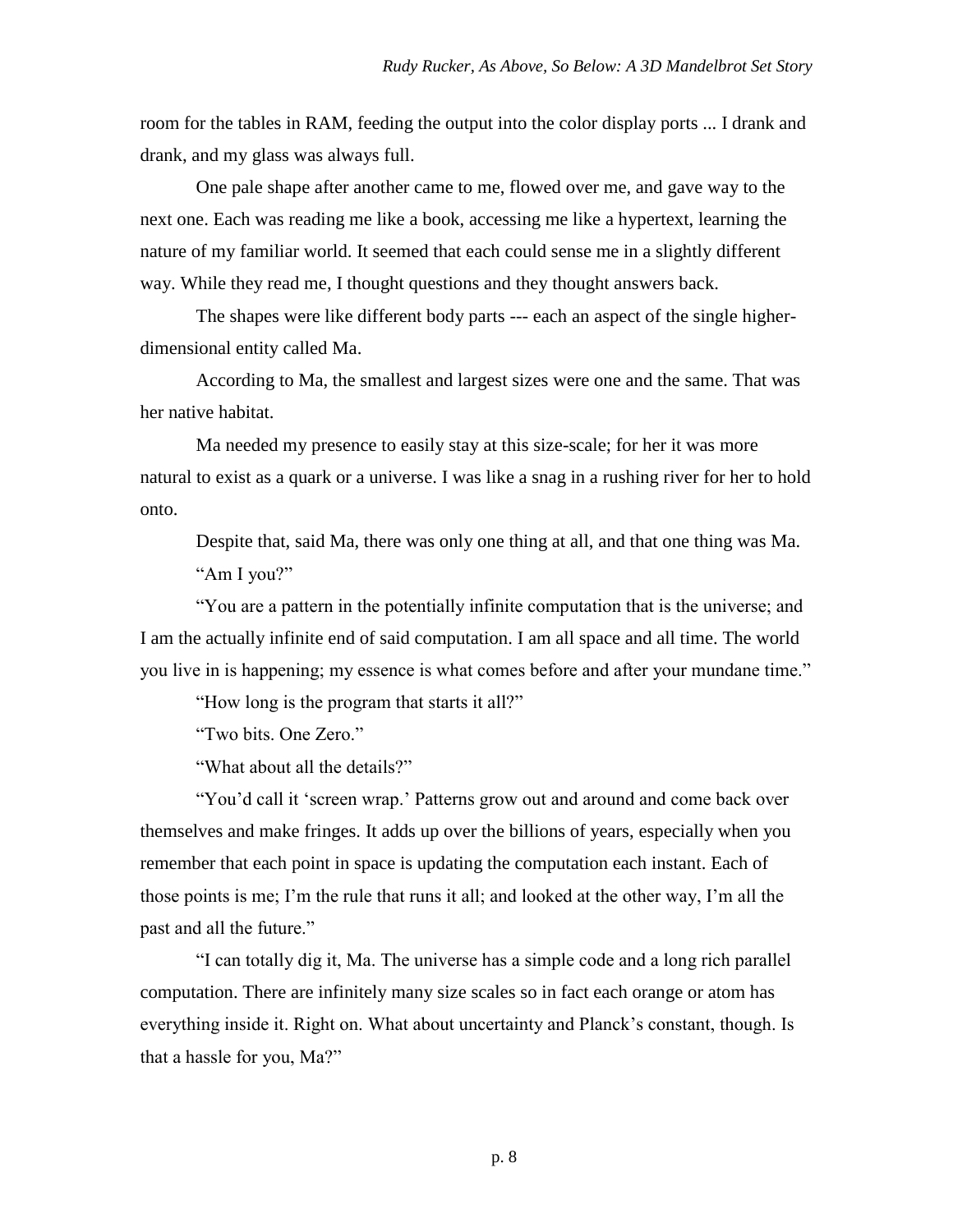room for the tables in RAM, feeding the output into the color display ports ... I drank and drank, and my glass was always full.

One pale shape after another came to me, flowed over me, and gave way to the next one. Each was reading me like a book, accessing me like a hypertext, learning the nature of my familiar world. It seemed that each could sense me in a slightly different way. While they read me, I thought questions and they thought answers back.

The shapes were like different body parts --- each an aspect of the single higher-dimensional entity called Ma.

According to Ma, the smallest and largest sizes were one and the same. That was her native habitat.

Ma needed my presence to easily stay at this size-scale; for her it was more natural to exist as a quark or a universe. I was like a snag in a rushing river for her to hold onto.

Despite that, said Ma, there was only one thing at all, and that one thing was Ma.

"Am I you?"

"You are a pattern in the potentially infinite computation that is the universe; and I am the actually infinite end of said computation. I am all space and all time. The world you live in is happening; my essence is what comes before and after your mundane time."

"How long is the program that starts it all?"

"Two bits. One Zero."

"What about all the details?"

"You'd call it 'screen wrap.' Patterns grow out and around and come back over themselves and make fringes. It adds up over the billions of years, especially when you remember that each point in space is updating the computation each instant. Each of those points is me; I'm the rule that runs it all; and looked at the other way, I'm all the past and all the future."

"I can totally dig it, Ma. The universe has a simple code and a long rich parallel computation. There are infinitely many size scales so in fact each orange or atom has everything inside it. Right on. What about uncertainty and Planck's constant, though. Is that a hassle for you, Ma?"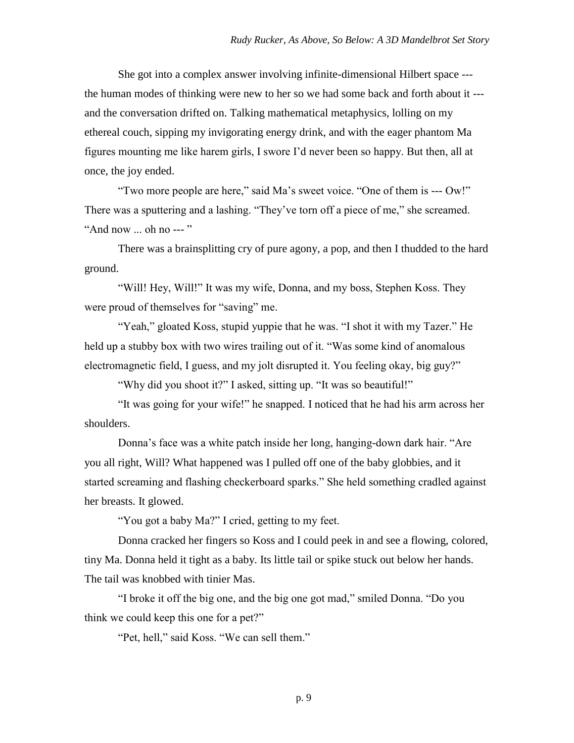She got into a complex answer involving infinite-dimensional Hilbert space --- the human modes of thinking were new to her so we had some back and forth about it --- and the conversation drifted on. Talking mathematical metaphysics, lolling on my ethereal couch, sipping my invigorating energy drink, and with the eager phantom Ma figures mounting me like harem girls, I swore I'd never been so happy. But then, all at once, the joy ended.

"Two more people are here," said Ma's sweet voice. "One of them is --- Ow!" There was a sputtering and a lashing. "They've torn off a piece of me," she screamed. "And now ... oh no --- "

There was a brainsplitting cry of pure agony, a pop, and then I thudded to the hard ground.

"Will! Hey, Will!" It was my wife, Donna, and my boss, Stephen Koss. They were proud of themselves for "saving" me.

"Yeah," gloated Koss, stupid yuppie that he was. "I shot it with my Tazer." He held up a stubby box with two wires trailing out of it. "Was some kind of anomalous electromagnetic field, I guess, and my jolt disrupted it. You feeling okay, big guy?"

"Why did you shoot it?" I asked, sitting up. "It was so beautiful!"

"It was going for your wife!" he snapped. I noticed that he had his arm across her shoulders.

Donna's face was a white patch inside her long, hanging-down dark hair. "Are you all right, Will? What happened was I pulled off one of the baby globbies, and it started screaming and flashing checkerboard sparks." She held something cradled against her breasts. It glowed.

"You got a baby Ma?" I cried, getting to my feet.

Donna cracked her fingers so Koss and I could peek in and see a flowing, colored, tiny Ma. Donna held it tight as a baby. Its little tail or spike stuck out below her hands. The tail was knobbed with tinier Mas.

"I broke it off the big one, and the big one got mad," smiled Donna. "Do you think we could keep this one for a pet?"

"Pet, hell," said Koss. "We can sell them."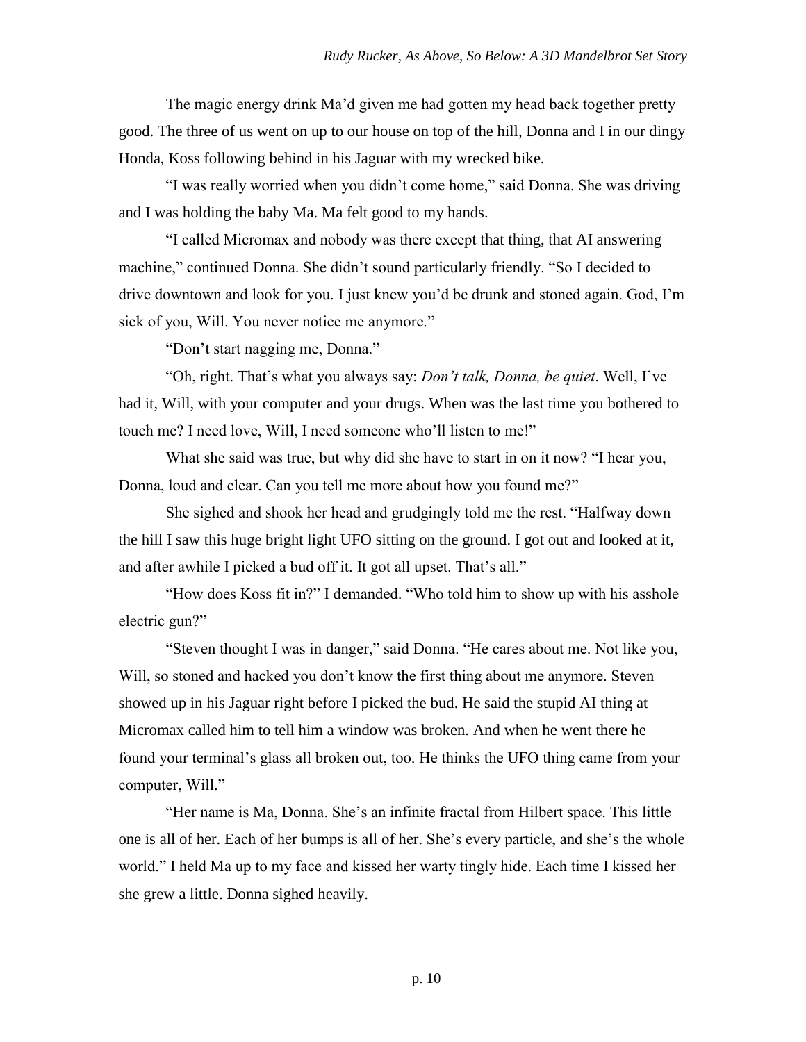The magic energy drink Ma'd given me had gotten my head back together pretty good. The three of us went on up to our house on top of the hill, Donna and I in our dingy Honda, Koss following behind in his Jaguar with my wrecked bike.

"I was really worried when you didn't come home," said Donna. She was driving and I was holding the baby Ma. Ma felt good to my hands.

"I called Micromax and nobody was there except that thing, that AI answering machine," continued Donna. She didn't sound particularly friendly. "So I decided to drive downtown and look for you. I just knew you'd be drunk and stoned again. God, I'm sick of you, Will. You never notice me anymore."

"Don't start nagging me, Donna."

"Oh, right. That's what you always say: *Don't talk, Donna, be quiet*. Well, I've had it, Will, with your computer and your drugs. When was the last time you bothered to touch me? I need love, Will, I need someone who'll listen to me!"

What she said was true, but why did she have to start in on it now? "I hear you, Donna, loud and clear. Can you tell me more about how you found me?"

She sighed and shook her head and grudgingly told me the rest. "Halfway down the hill I saw this huge bright light UFO sitting on the ground. I got out and looked at it, and after awhile I picked a bud off it. It got all upset. That's all."

"How does Koss fit in?" I demanded. "Who told him to show up with his asshole electric gun?"

"Steven thought I was in danger," said Donna. "He cares about me. Not like you, Will, so stoned and hacked you don't know the first thing about me anymore. Steven showed up in his Jaguar right before I picked the bud. He said the stupid AI thing at Micromax called him to tell him a window was broken. And when he went there he found your terminal's glass all broken out, too. He thinks the UFO thing came from your computer, Will."

"Her name is Ma, Donna. She's an infinite fractal from Hilbert space. This little one is all of her. Each of her bumps is all of her. She's every particle, and she's the whole world." I held Ma up to my face and kissed her warty tingly hide. Each time I kissed her she grew a little. Donna sighed heavily.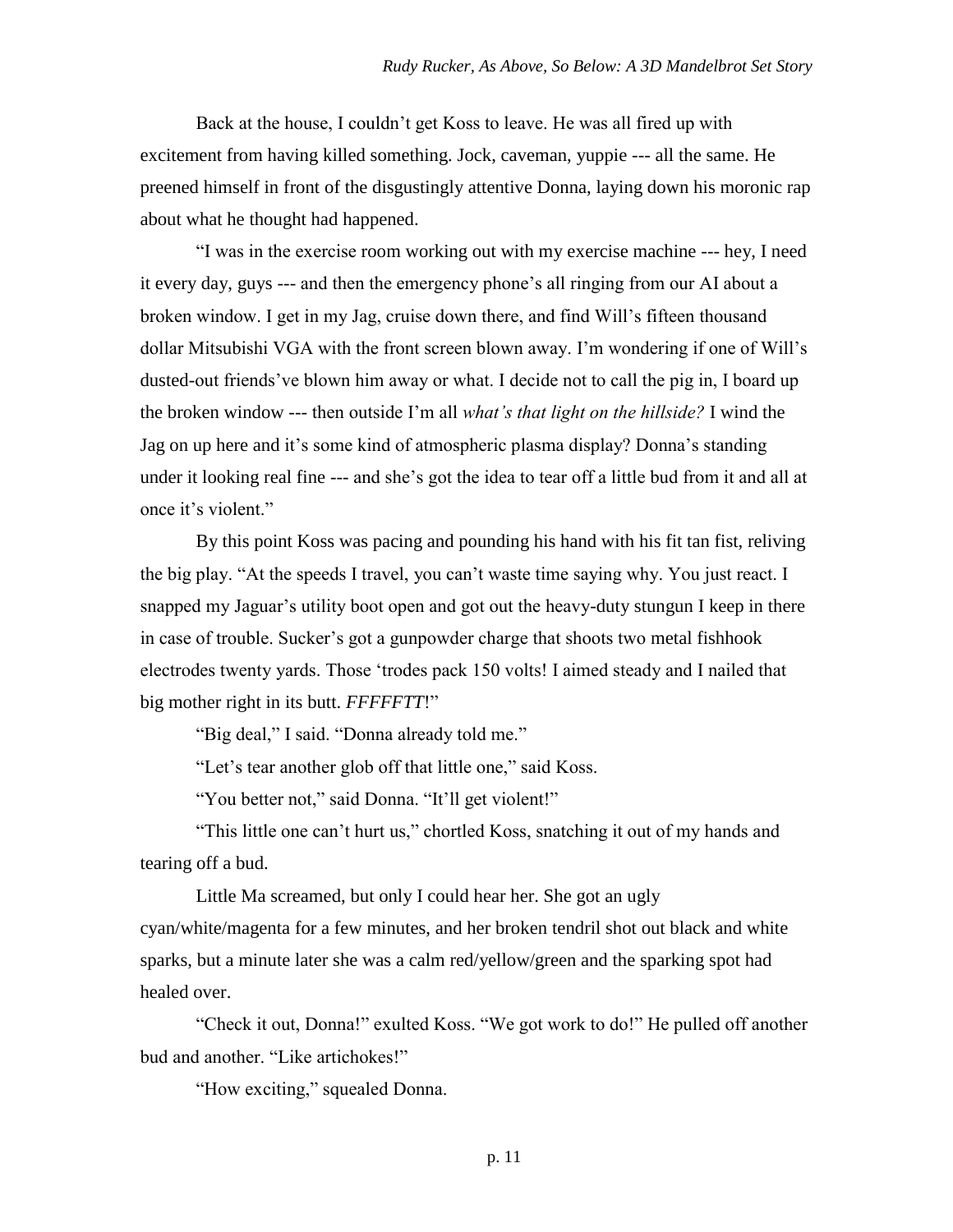Back at the house, I couldn’t get Koss to leave. He was all fired up with excitement from having killed something. Jock, caveman, yuppie --- all the same. He preened himself in front of the disgustingly attentive Donna, laying down his moronic rap about what he thought had happened.

“I was in the exercise room working out with my exercise machine --- hey, I need it every day, guys --- and then the emergency phone’s all ringing from our AI about a broken window. I get in my Jag, cruise down there, and find Will’s fifteen thousand dollar Mitsubishi VGA with the front screen blown away. I’m wondering if one of Will’s dusted-out friends’ve blown him away or what. I decide not to call the pig in, I board up the broken window --- then outside I’m all *what’s that light on the hillside?* I wind the Jag on up here and it’s some kind of atmospheric plasma display? Donna’s standing under it looking real fine --- and she’s got the idea to tear off a little bud from it and all at once it’s violent.”

By this point Koss was pacing and pounding his hand with his fit tan fist, reliving the big play. “At the speeds I travel, you can’t waste time saying why. You just react. I snapped my Jaguar’s utility boot open and got out the heavy-duty stungun I keep in there in case of trouble. Sucker’s got a gunpowder charge that shoots two metal fishhook electrodes twenty yards. Those ‘trodes pack 150 volts! I aimed steady and I nailed that big mother right in its butt. *FFFFFTT*!”

“Big deal,” I said. “Donna already told me.”

“Let’s tear another glob off that little one,” said Koss.

“You better not,” said Donna. “It’ll get violent!”

“This little one can’t hurt us,” chortled Koss, snatching it out of my hands and tearing off a bud.

Little Ma screamed, but only I could hear her. She got an ugly cyan/white/magenta for a few minutes, and her broken tendril shot out black and white sparks, but a minute later she was a calm red/yellow/green and the sparking spot had healed over.

“Check it out, Donna!” exulted Koss. “We got work to do!” He pulled off another bud and another. “Like artichokes!”

“How exciting,” squealed Donna.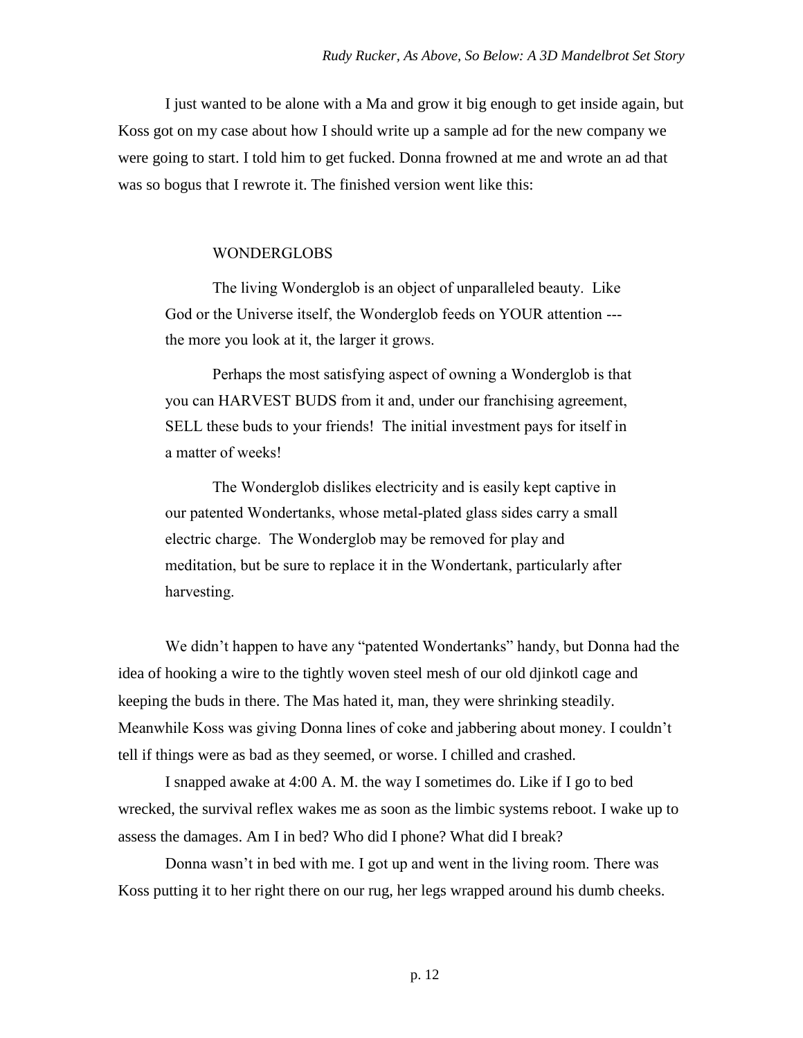I just wanted to be alone with a Ma and grow it big enough to get inside again, but Koss got on my case about how I should write up a sample ad for the new company we were going to start. I told him to get fucked. Donna frowned at me and wrote an ad that was so bogus that I rewrote it. The finished version went like this:

> WONDERGLOBS
>
> The living Wonderglob is an object of unparalleled beauty. Like God or the Universe itself, the Wonderglob feeds on YOUR attention --- the more you look at it, the larger it grows.
>
> Perhaps the most satisfying aspect of owning a Wonderglob is that you can HARVEST BUDS from it and, under our franchising agreement, SELL these buds to your friends! The initial investment pays for itself in a matter of weeks!
>
> The Wonderglob dislikes electricity and is easily kept captive in our patented Wondertanks, whose metal-plated glass sides carry a small electric charge. The Wonderglob may be removed for play and meditation, but be sure to replace it in the Wondertank, particularly after harvesting.

We didn't happen to have any "patented Wondertanks" handy, but Donna had the idea of hooking a wire to the tightly woven steel mesh of our old djinkotl cage and keeping the buds in there. The Mas hated it, man, they were shrinking steadily. Meanwhile Koss was giving Donna lines of coke and jabbering about money. I couldn't tell if things were as bad as they seemed, or worse. I chilled and crashed.

I snapped awake at 4:00 A. M. the way I sometimes do. Like if I go to bed wrecked, the survival reflex wakes me as soon as the limbic systems reboot. I wake up to assess the damages. Am I in bed? Who did I phone? What did I break?

Donna wasn't in bed with me. I got up and went in the living room. There was Koss putting it to her right there on our rug, her legs wrapped around his dumb cheeks.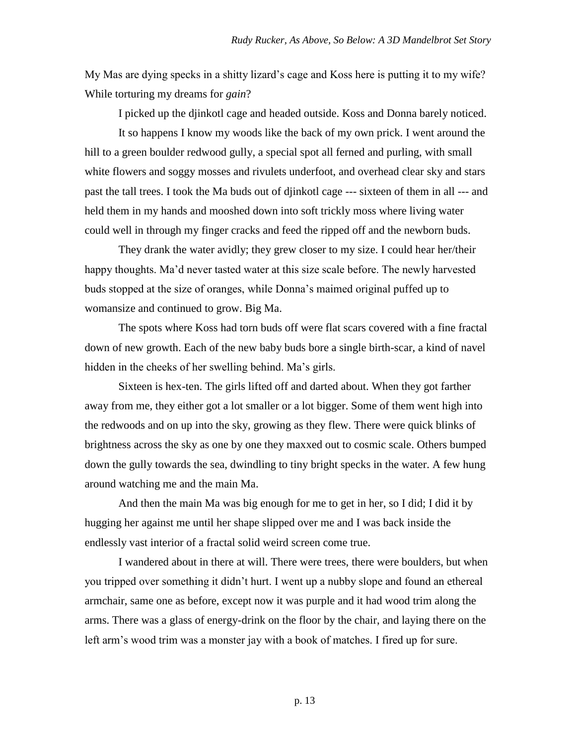My Mas are dying specks in a shitty lizard's cage and Koss here is putting it to my wife? While torturing my dreams for *gain*?

I picked up the djinkotl cage and headed outside. Koss and Donna barely noticed.

It so happens I know my woods like the back of my own prick. I went around the hill to a green boulder redwood gully, a special spot all ferned and purling, with small white flowers and soggy mosses and rivulets underfoot, and overhead clear sky and stars past the tall trees. I took the Ma buds out of djinkotl cage --- sixteen of them in all --- and held them in my hands and mooshed down into soft trickly moss where living water could well in through my finger cracks and feed the ripped off and the newborn buds.

They drank the water avidly; they grew closer to my size. I could hear her/their happy thoughts. Ma'd never tasted water at this size scale before. The newly harvested buds stopped at the size of oranges, while Donna's maimed original puffed up to womansize and continued to grow. Big Ma.

The spots where Koss had torn buds off were flat scars covered with a fine fractal down of new growth. Each of the new baby buds bore a single birth-scar, a kind of navel hidden in the cheeks of her swelling behind. Ma's girls.

Sixteen is hex-ten. The girls lifted off and darted about. When they got farther away from me, they either got a lot smaller or a lot bigger. Some of them went high into the redwoods and on up into the sky, growing as they flew. There were quick blinks of brightness across the sky as one by one they maxxed out to cosmic scale. Others bumped down the gully towards the sea, dwindling to tiny bright specks in the water. A few hung around watching me and the main Ma.

And then the main Ma was big enough for me to get in her, so I did; I did it by hugging her against me until her shape slipped over me and I was back inside the endlessly vast interior of a fractal solid weird screen come true.

I wandered about in there at will. There were trees, there were boulders, but when you tripped over something it didn't hurt. I went up a nubby slope and found an ethereal armchair, same one as before, except now it was purple and it had wood trim along the arms. There was a glass of energy-drink on the floor by the chair, and laying there on the left arm's wood trim was a monster jay with a book of matches. I fired up for sure.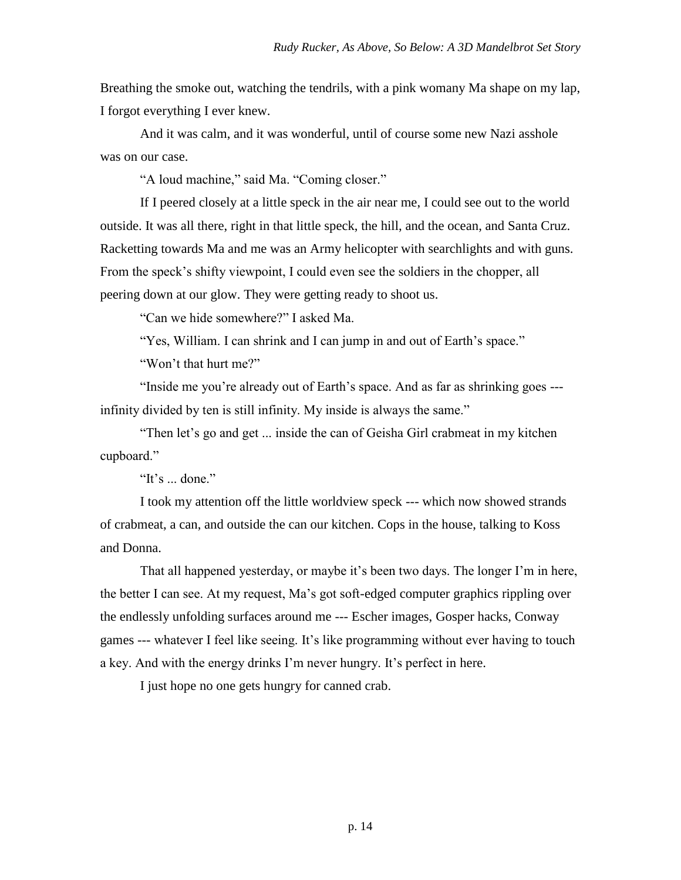Breathing the smoke out, watching the tendrils, with a pink womany Ma shape on my lap, I forgot everything I ever knew.

And it was calm, and it was wonderful, until of course some new Nazi asshole was on our case.

"A loud machine," said Ma. "Coming closer."

If I peered closely at a little speck in the air near me, I could see out to the world outside. It was all there, right in that little speck, the hill, and the ocean, and Santa Cruz. Racketting towards Ma and me was an Army helicopter with searchlights and with guns. From the speck's shifty viewpoint, I could even see the soldiers in the chopper, all peering down at our glow. They were getting ready to shoot us.

"Can we hide somewhere?" I asked Ma.

"Yes, William. I can shrink and I can jump in and out of Earth's space."

"Won't that hurt me?"

"Inside me you're already out of Earth's space. And as far as shrinking goes --- infinity divided by ten is still infinity. My inside is always the same."

"Then let's go and get ... inside the can of Geisha Girl crabmeat in my kitchen cupboard."

"It's ... done."

I took my attention off the little worldview speck --- which now showed strands of crabmeat, a can, and outside the can our kitchen. Cops in the house, talking to Koss and Donna.

That all happened yesterday, or maybe it's been two days. The longer I'm in here, the better I can see. At my request, Ma's got soft-edged computer graphics rippling over the endlessly unfolding surfaces around me --- Escher images, Gosper hacks, Conway games --- whatever I feel like seeing. It's like programming without ever having to touch a key. And with the energy drinks I'm never hungry. It's perfect in here.

I just hope no one gets hungry for canned crab.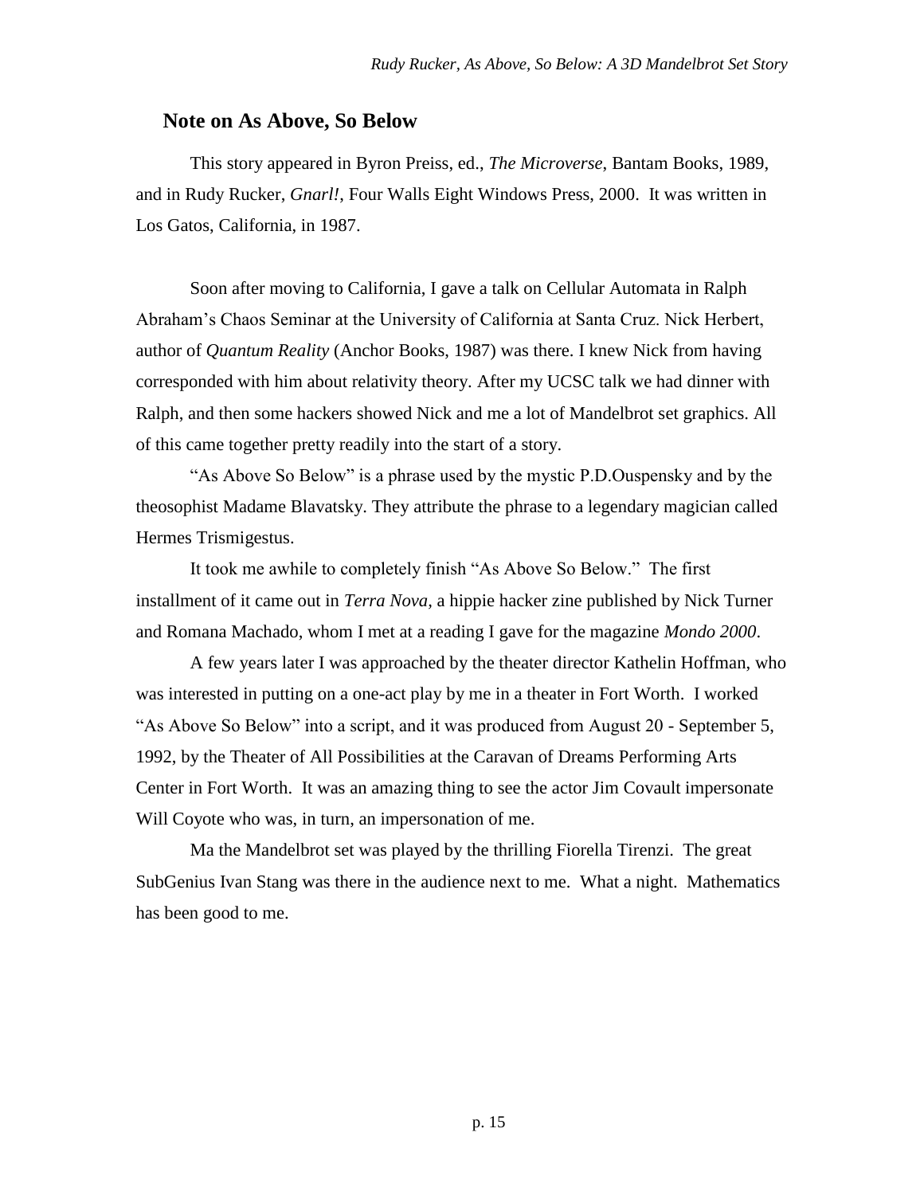## Note on As Above, So Below

This story appeared in Byron Preiss, ed., *The Microverse*, Bantam Books, 1989, and in Rudy Rucker, *Gnarl!*, Four Walls Eight Windows Press, 2000. It was written in Los Gatos, California, in 1987.

Soon after moving to California, I gave a talk on Cellular Automata in Ralph Abraham's Chaos Seminar at the University of California at Santa Cruz. Nick Herbert, author of *Quantum Reality* (Anchor Books, 1987) was there. I knew Nick from having corresponded with him about relativity theory. After my UCSC talk we had dinner with Ralph, and then some hackers showed Nick and me a lot of Mandelbrot set graphics. All of this came together pretty readily into the start of a story.

"As Above So Below" is a phrase used by the mystic P.D.Ouspensky and by the theosophist Madame Blavatsky. They attribute the phrase to a legendary magician called Hermes Trismigestus.

It took me awhile to completely finish "As Above So Below." The first installment of it came out in *Terra Nova*, a hippie hacker zine published by Nick Turner and Romana Machado, whom I met at a reading I gave for the magazine *Mondo 2000*.

A few years later I was approached by the theater director Kathelin Hoffman, who was interested in putting on a one-act play by me in a theater in Fort Worth. I worked "As Above So Below" into a script, and it was produced from August 20 - September 5, 1992, by the Theater of All Possibilities at the Caravan of Dreams Performing Arts Center in Fort Worth. It was an amazing thing to see the actor Jim Covault impersonate Will Coyote who was, in turn, an impersonation of me.

Ma the Mandelbrot set was played by the thrilling Fiorella Tirenzi. The great SubGenius Ivan Stang was there in the audience next to me. What a night. Mathematics has been good to me.